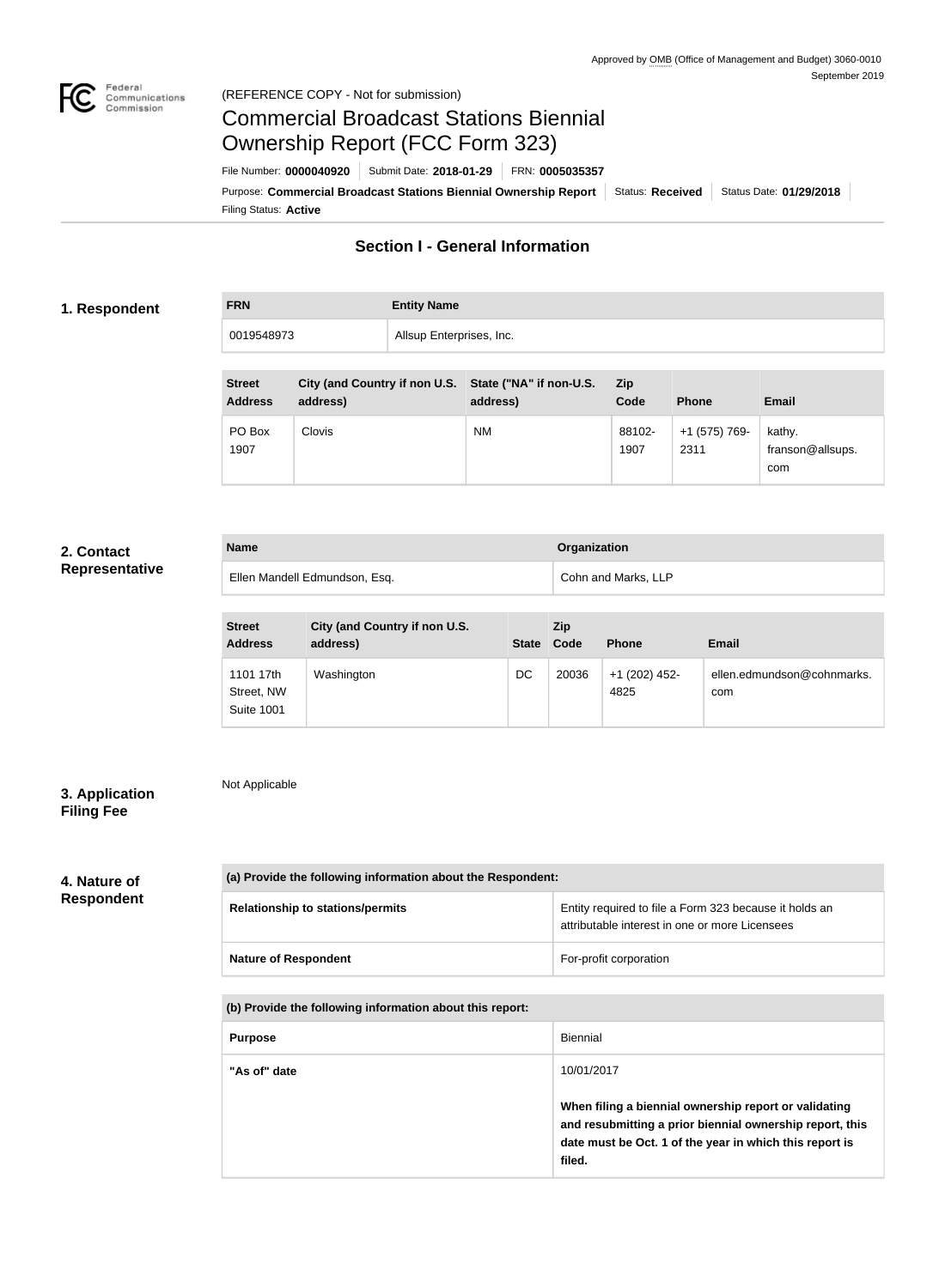Approved by OMB (Office of Management and Budget) 3060-0010
September 2019

(REFERENCE COPY - Not for submission)

# Commercial Broadcast Stations Biennial Ownership Report (FCC Form 323)

File Number: **0000040920** | Submit Date: **2018-01-29** | FRN: **0005035357**

Purpose: **Commercial Broadcast Stations Biennial Ownership Report** | Status: **Received** | Status Date: **01/29/2018**

Filing Status: **Active**

## Section I - General Information

### 1. Respondent

| FRN | Entity Name |
|---|---|
| 0019548973 | Allsup Enterprises, Inc. |

| Street Address | City (and Country if non U.S. address) | State ("NA" if non-U.S. address) | Zip Code | Phone | Email |
|---|---|---|---|---|---|
| PO Box 1907 | Clovis | NM | 88102-1907 | +1 (575) 769-2311 | kathy.franson@allsups.com |

### 2. Contact Representative

| Name | Organization |
|---|---|
| Ellen Mandell Edmundson, Esq. | Cohn and Marks, LLP |

| Street Address | City (and Country if non U.S. address) | State | Zip Code | Phone | Email |
|---|---|---|---|---|---|
| 1101 17th Street, NW Suite 1001 | Washington | DC | 20036 | +1 (202) 452-4825 | ellen.edmundson@cohnmarks.com |

### 3. Application Filing Fee

Not Applicable

### 4. Nature of Respondent

| (a) Provide the following information about the Respondent: | |
|---|---|
| **Relationship to stations/permits** | Entity required to file a Form 323 because it holds an attributable interest in one or more Licensees |
| **Nature of Respondent** | For-profit corporation |

| (b) Provide the following information about this report: | |
|---|---|
| **Purpose** | Biennial |
| **"As of" date** | 10/01/2017<br><br>**When filing a biennial ownership report or validating and resubmitting a prior biennial ownership report, this date must be Oct. 1 of the year in which this report is filed.** |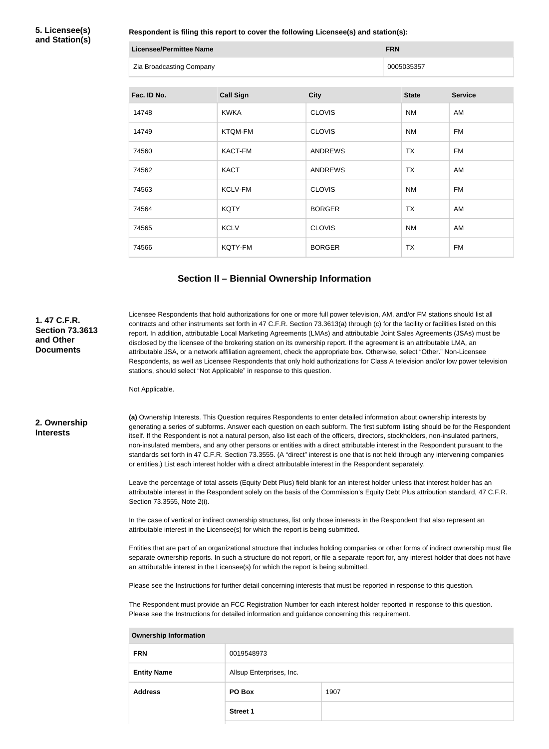**5. Licensee(s) and Station(s)**

**Respondent is filing this report to cover the following Licensee(s) and station(s):**

| Licensee/Permittee Name | FRN |
|---|---|
| Zia Broadcasting Company | 0005035357 |

| Fac. ID No. | Call Sign | City | State | Service |
|---|---|---|---|---|
| 14748 | KWKA | CLOVIS | NM | AM |
| 14749 | KTQM-FM | CLOVIS | NM | FM |
| 74560 | KACT-FM | ANDREWS | TX | FM |
| 74562 | KACT | ANDREWS | TX | AM |
| 74563 | KCLV-FM | CLOVIS | NM | FM |
| 74564 | KQTY | BORGER | TX | AM |
| 74565 | KCLV | CLOVIS | NM | AM |
| 74566 | KQTY-FM | BORGER | TX | FM |

## Section II – Biennial Ownership Information

**1. 47 C.F.R. Section 73.3613 and Other Documents**

Licensee Respondents that hold authorizations for one or more full power television, AM, and/or FM stations should list all contracts and other instruments set forth in 47 C.F.R. Section 73.3613(a) through (c) for the facility or facilities listed on this report. In addition, attributable Local Marketing Agreements (LMAs) and attributable Joint Sales Agreements (JSAs) must be disclosed by the licensee of the brokering station on its ownership report. If the agreement is an attributable LMA, an attributable JSA, or a network affiliation agreement, check the appropriate box. Otherwise, select "Other." Non-Licensee Respondents, as well as Licensee Respondents that only hold authorizations for Class A television and/or low power television stations, should select "Not Applicable" in response to this question.

Not Applicable.

**2. Ownership Interests**

**(a)** Ownership Interests. This Question requires Respondents to enter detailed information about ownership interests by generating a series of subforms. Answer each question on each subform. The first subform listing should be for the Respondent itself. If the Respondent is not a natural person, also list each of the officers, directors, stockholders, non-insulated partners, non-insulated members, and any other persons or entities with a direct attributable interest in the Respondent pursuant to the standards set forth in 47 C.F.R. Section 73.3555. (A "direct" interest is one that is not held through any intervening companies or entities.) List each interest holder with a direct attributable interest in the Respondent separately.

Leave the percentage of total assets (Equity Debt Plus) field blank for an interest holder unless that interest holder has an attributable interest in the Respondent solely on the basis of the Commission's Equity Debt Plus attribution standard, 47 C.F.R. Section 73.3555, Note 2(i).

In the case of vertical or indirect ownership structures, list only those interests in the Respondent that also represent an attributable interest in the Licensee(s) for which the report is being submitted.

Entities that are part of an organizational structure that includes holding companies or other forms of indirect ownership must file separate ownership reports. In such a structure do not report, or file a separate report for, any interest holder that does not have an attributable interest in the Licensee(s) for which the report is being submitted.

Please see the Instructions for further detail concerning interests that must be reported in response to this question.

The Respondent must provide an FCC Registration Number for each interest holder reported in response to this question. Please see the Instructions for detailed information and guidance concerning this requirement.

| Ownership Information | | |
|---|---|---|
| **FRN** | 0019548973 | |
| **Entity Name** | Allsup Enterprises, Inc. | |
| **Address** | **PO Box** | 1907 |
| | **Street 1** | |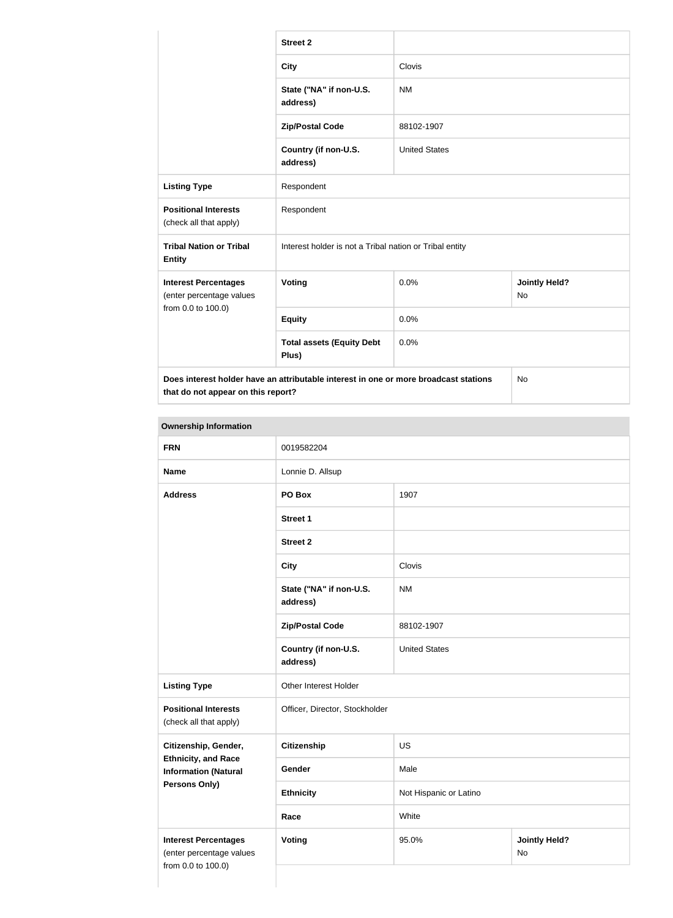| | | | |
|---|---|---|---|
| | **Street 2** | | |
| | **City** | Clovis | |
| | **State ("NA" if non-U.S. address)** | NM | |
| | **Zip/Postal Code** | 88102-1907 | |
| | **Country (if non-U.S. address)** | United States | |
| **Listing Type** | Respondent | | |
| **Positional Interests** (check all that apply) | Respondent | | |
| **Tribal Nation or Tribal Entity** | Interest holder is not a Tribal nation or Tribal entity | | |
| **Interest Percentages** (enter percentage values from 0.0 to 100.0) | **Voting** | 0.0% | **Jointly Held?** No |
| | **Equity** | 0.0% | |
| | **Total assets (Equity Debt Plus)** | 0.0% | |
| **Does interest holder have an attributable interest in one or more broadcast stations that do not appear on this report?** | | | No |

| **Ownership Information** | | | |
|---|---|---|---|
| **FRN** | 0019582204 | | |
| **Name** | Lonnie D. Allsup | | |
| **Address** | **PO Box** | 1907 | |
| | **Street 1** | | |
| | **Street 2** | | |
| | **City** | Clovis | |
| | **State ("NA" if non-U.S. address)** | NM | |
| | **Zip/Postal Code** | 88102-1907 | |
| | **Country (if non-U.S. address)** | United States | |
| **Listing Type** | Other Interest Holder | | |
| **Positional Interests** (check all that apply) | Officer, Director, Stockholder | | |
| **Citizenship, Gender, Ethnicity, and Race Information (Natural Persons Only)** | **Citizenship** | US | |
| | **Gender** | Male | |
| | **Ethnicity** | Not Hispanic or Latino | |
| | **Race** | White | |
| **Interest Percentages** (enter percentage values from 0.0 to 100.0) | **Voting** | 95.0% | **Jointly Held?** No |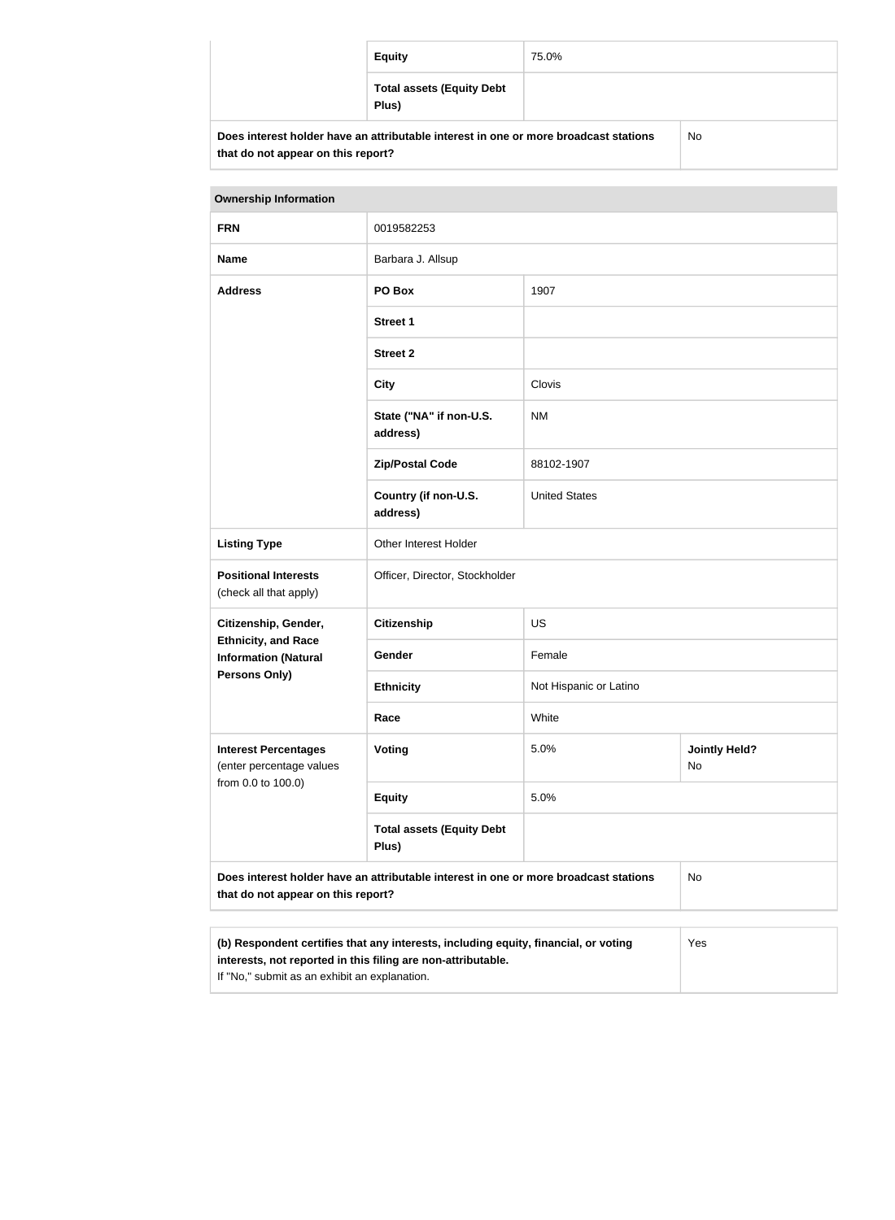| | | |
|---|---|---|
| | **Equity** | 75.0% |
| | **Total assets (Equity Debt Plus)** | |
| **Does interest holder have an attributable interest in one or more broadcast stations that do not appear on this report?** | | No |

| **Ownership Information** | | | |
|---|---|---|---|
| **FRN** | 0019582253 | | |
| **Name** | Barbara J. Allsup | | |
| **Address** | **PO Box** | 1907 | |
| | **Street 1** | | |
| | **Street 2** | | |
| | **City** | Clovis | |
| | **State ("NA" if non-U.S. address)** | NM | |
| | **Zip/Postal Code** | 88102-1907 | |
| | **Country (if non-U.S. address)** | United States | |
| **Listing Type** | Other Interest Holder | | |
| **Positional Interests** (check all that apply) | Officer, Director, Stockholder | | |
| **Citizenship, Gender, Ethnicity, and Race Information (Natural Persons Only)** | **Citizenship** | US | |
| | **Gender** | Female | |
| | **Ethnicity** | Not Hispanic or Latino | |
| | **Race** | White | |
| **Interest Percentages** (enter percentage values from 0.0 to 100.0) | **Voting** | 5.0% | **Jointly Held?** No |
| | **Equity** | 5.0% | |
| | **Total assets (Equity Debt Plus)** | | |
| **Does interest holder have an attributable interest in one or more broadcast stations that do not appear on this report?** | | | No |

| | |
|---|---|
| **(b) Respondent certifies that any interests, including equity, financial, or voting interests, not reported in this filing are non-attributable.** If "No," submit as an exhibit an explanation. | Yes |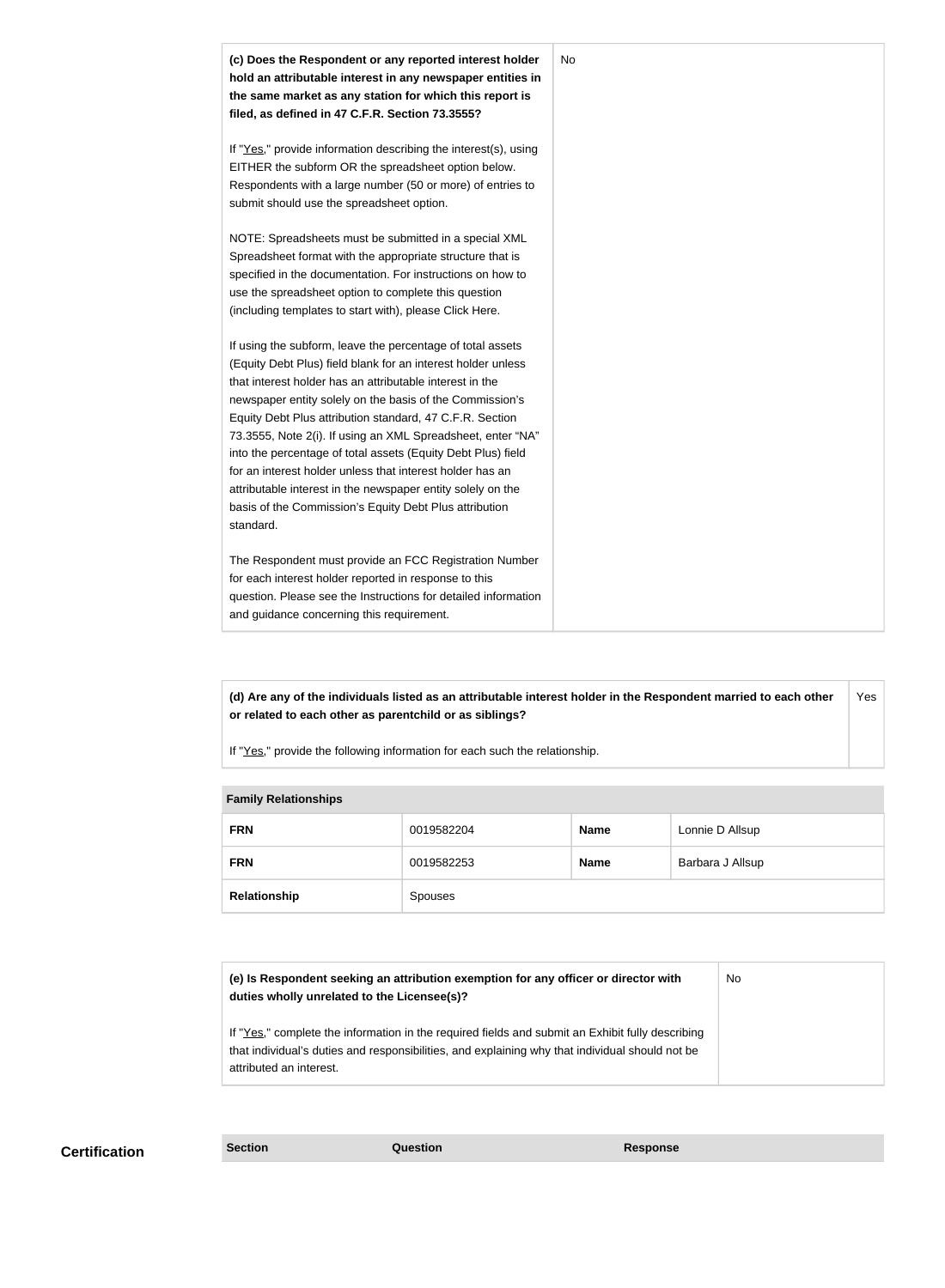| **(c) Does the Respondent or any reported interest holder hold an attributable interest in any newspaper entities in the same market as any station for which this report is filed, as defined in 47 C.F.R. Section 73.3555?**<br><br>If "Yes," provide information describing the interest(s), using EITHER the subform OR the spreadsheet option below. Respondents with a large number (50 or more) of entries to submit should use the spreadsheet option.<br><br>NOTE: Spreadsheets must be submitted in a special XML Spreadsheet format with the appropriate structure that is specified in the documentation. For instructions on how to use the spreadsheet option to complete this question (including templates to start with), please Click Here.<br><br>If using the subform, leave the percentage of total assets (Equity Debt Plus) field blank for an interest holder unless that interest holder has an attributable interest in the newspaper entity solely on the basis of the Commission's Equity Debt Plus attribution standard, 47 C.F.R. Section 73.3555, Note 2(i). If using an XML Spreadsheet, enter "NA" into the percentage of total assets (Equity Debt Plus) field for an interest holder unless that interest holder has an attributable interest in the newspaper entity solely on the basis of the Commission's Equity Debt Plus attribution standard.<br><br>The Respondent must provide an FCC Registration Number for each interest holder reported in response to this question. Please see the Instructions for detailed information and guidance concerning this requirement. | No |
|---|---|

| **(d) Are any of the individuals listed as an attributable interest holder in the Respondent married to each other or related to each other as parentchild or as siblings?**<br><br>If "Yes," provide the following information for each such the relationship. | Yes |
|---|---|

**Family Relationships**

| **FRN** | 0019582204 | **Name** | Lonnie D Allsup |
|---|---|---|---|
| **FRN** | 0019582253 | **Name** | Barbara J Allsup |
| **Relationship** | Spouses | | |

| **(e) Is Respondent seeking an attribution exemption for any officer or director with duties wholly unrelated to the Licensee(s)?**<br><br>If "Yes," complete the information in the required fields and submit an Exhibit fully describing that individual's duties and responsibilities, and explaining why that individual should not be attributed an interest. | No |
|---|---|

## Certification

| Section | Question | Response |
|---|---|---|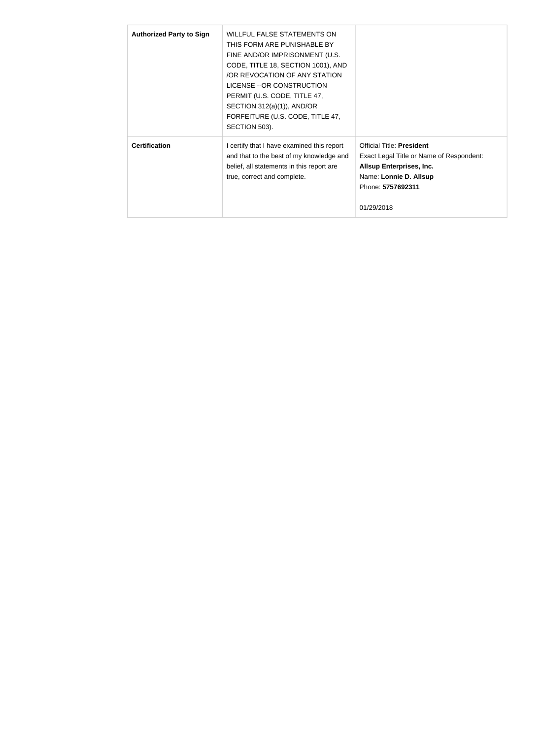| | | |
|---|---|---|
| **Authorized Party to Sign** | WILLFUL FALSE STATEMENTS ON THIS FORM ARE PUNISHABLE BY FINE AND/OR IMPRISONMENT (U.S. CODE, TITLE 18, SECTION 1001), AND /OR REVOCATION OF ANY STATION LICENSE --OR CONSTRUCTION PERMIT (U.S. CODE, TITLE 47, SECTION 312(a)(1)), AND/OR FORFEITURE (U.S. CODE, TITLE 47, SECTION 503). | |
| **Certification** | I certify that I have examined this report and that to the best of my knowledge and belief, all statements in this report are true, correct and complete. | Official Title: **President**<br>Exact Legal Title or Name of Respondent: **Allsup Enterprises, Inc.**<br>Name: **Lonnie D. Allsup**<br>Phone: **5757692311**<br><br>01/29/2018 |